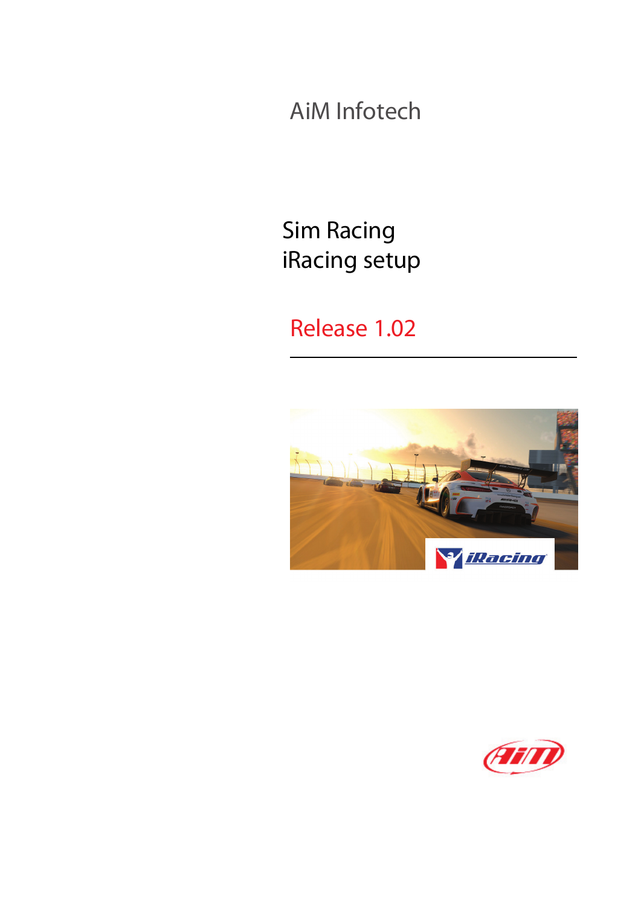AiM Infotech

# Sim Racing
# iRacing setup

## Release 1.02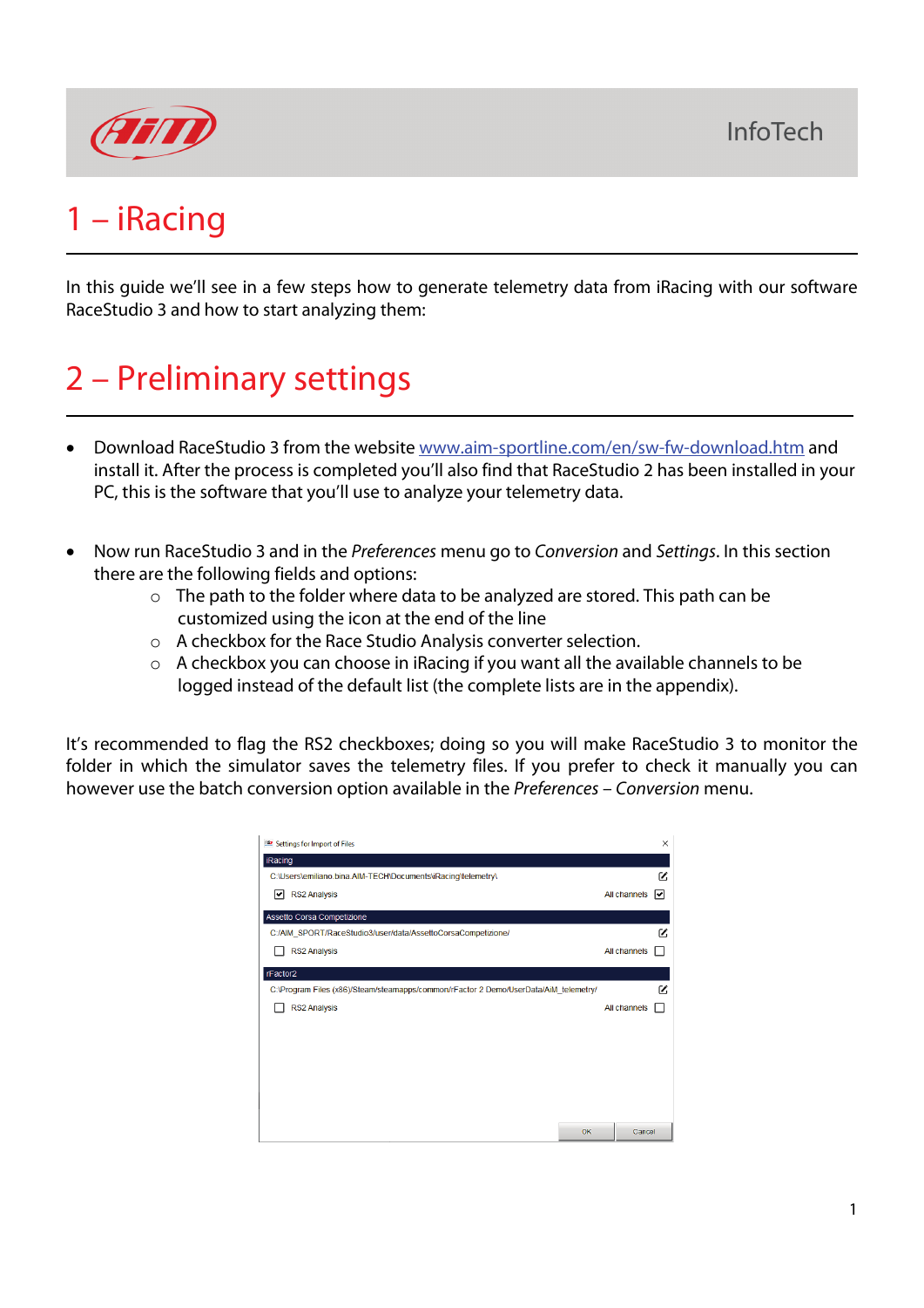# 1 – iRacing

In this guide we'll see in a few steps how to generate telemetry data from iRacing with our software RaceStudio 3 and how to start analyzing them:

# 2 – Preliminary settings

- Download RaceStudio 3 from the website [www.aim-sportline.com/en/sw-fw-download.htm](http://www.aim-sportline.com/en/sw-fw-download.htm) and install it. After the process is completed you'll also find that RaceStudio 2 has been installed in your PC, this is the software that you'll use to analyze your telemetry data.

- Now run RaceStudio 3 and in the *Preferences* menu go to *Conversion* and *Settings*. In this section there are the following fields and options:
  - The path to the folder where data to be analyzed are stored. This path can be customized using the icon at the end of the line
  - A checkbox for the Race Studio Analysis converter selection.
  - A checkbox you can choose in iRacing if you want all the available channels to be logged instead of the default list (the complete lists are in the appendix).

It's recommended to flag the RS2 checkboxes; doing so you will make RaceStudio 3 to monitor the folder in which the simulator saves the telemetry files. If you prefer to check it manually you can however use the batch conversion option available in the *Preferences – Conversion* menu.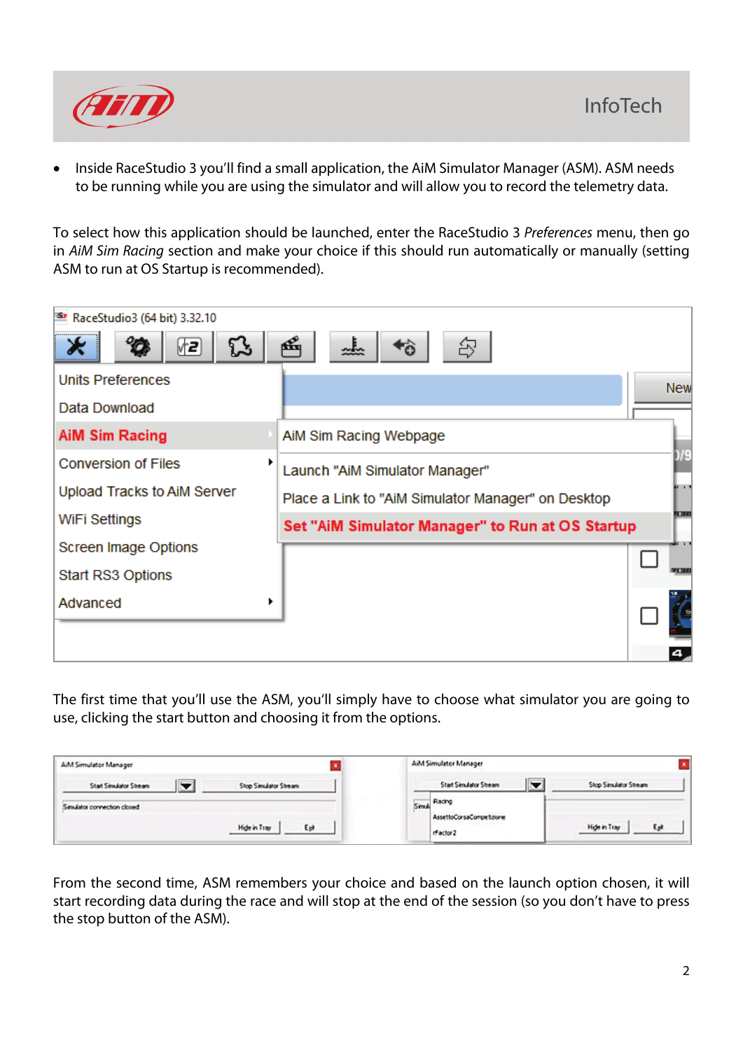- Inside RaceStudio 3 you'll find a small application, the AiM Simulator Manager (ASM). ASM needs to be running while you are using the simulator and will allow you to record the telemetry data.

To select how this application should be launched, enter the RaceStudio 3 *Preferences* menu, then go in *AiM Sim Racing* section and make your choice if this should run automatically or manually (setting ASM to run at OS Startup is recommended).

The first time that you'll use the ASM, you'll simply have to choose what simulator you are going to use, clicking the start button and choosing it from the options.

From the second time, ASM remembers your choice and based on the launch option chosen, it will start recording data during the race and will stop at the end of the session (so you don't have to press the stop button of the ASM).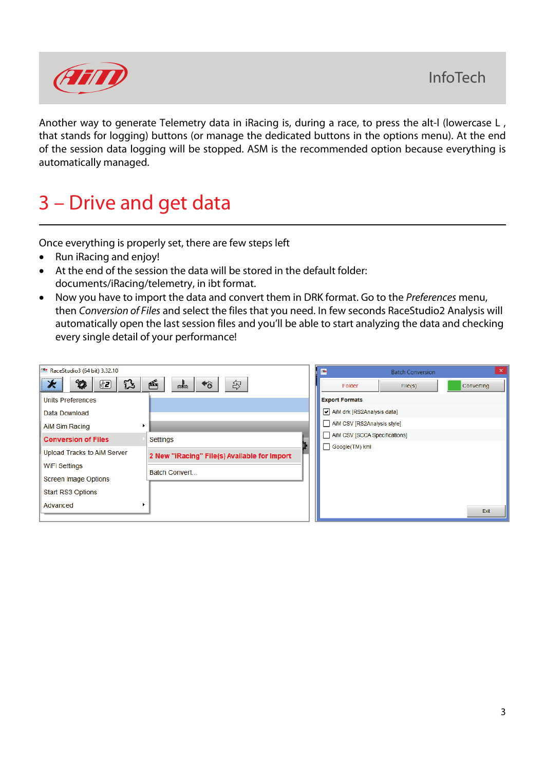Another way to generate Telemetry data in iRacing is, during a race, to press the alt-l (lowercase L , that stands for logging) buttons (or manage the dedicated buttons in the options menu). At the end of the session data logging will be stopped. ASM is the recommended option because everything is automatically managed.

# 3 – Drive and get data

Once everything is properly set, there are few steps left

- Run iRacing and enjoy!
- At the end of the session the data will be stored in the default folder: documents/iRacing/telemetry, in ibt format.
- Now you have to import the data and convert them in DRK format. Go to the *Preferences* menu, then *Conversion of Files* and select the files that you need. In few seconds RaceStudio2 Analysis will automatically open the last session files and you'll be able to start analyzing the data and checking every single detail of your performance!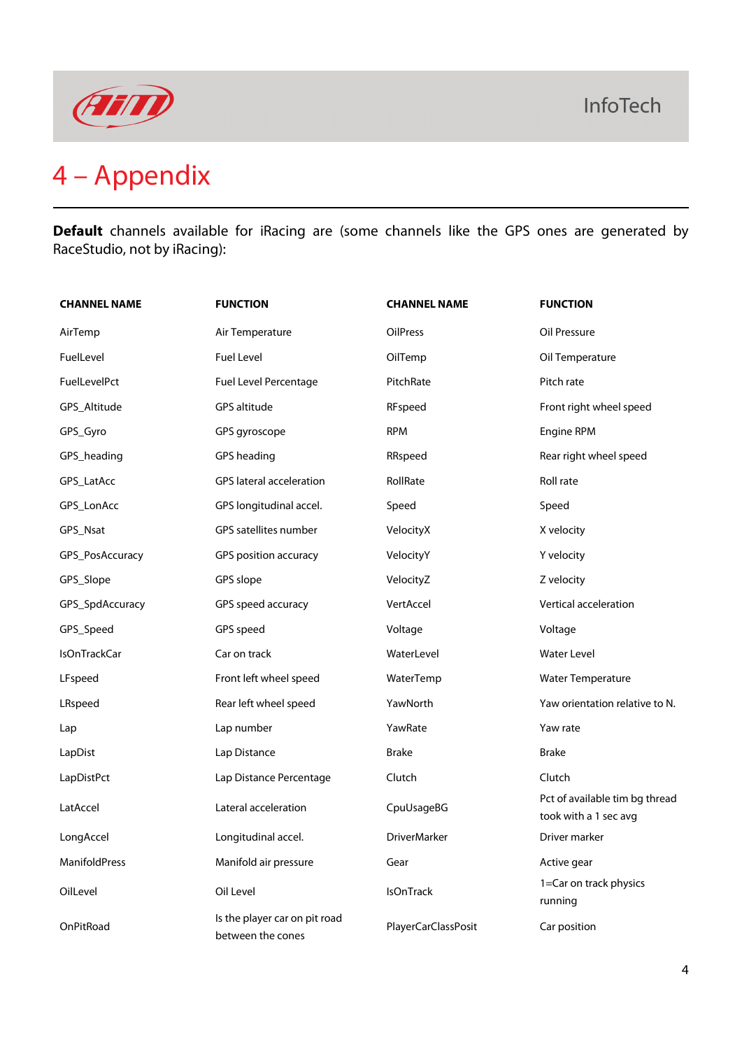# 4 – Appendix

**Default** channels available for iRacing are (some channels like the GPS ones are generated by RaceStudio, not by iRacing):

| CHANNEL NAME | FUNCTION | CHANNEL NAME | FUNCTION |
|---|---|---|---|
| AirTemp | Air Temperature | OilPress | Oil Pressure |
| FuelLevel | Fuel Level | OilTemp | Oil Temperature |
| FuelLevelPct | Fuel Level Percentage | PitchRate | Pitch rate |
| GPS_Altitude | GPS altitude | RFspeed | Front right wheel speed |
| GPS_Gyro | GPS gyroscope | RPM | Engine RPM |
| GPS_heading | GPS heading | RRspeed | Rear right wheel speed |
| GPS_LatAcc | GPS lateral acceleration | RollRate | Roll rate |
| GPS_LonAcc | GPS longitudinal accel. | Speed | Speed |
| GPS_Nsat | GPS satellites number | VelocityX | X velocity |
| GPS_PosAccuracy | GPS position accuracy | VelocityY | Y velocity |
| GPS_Slope | GPS slope | VelocityZ | Z velocity |
| GPS_SpdAccuracy | GPS speed accuracy | VertAccel | Vertical acceleration |
| GPS_Speed | GPS speed | Voltage | Voltage |
| IsOnTrackCar | Car on track | WaterLevel | Water Level |
| LFspeed | Front left wheel speed | WaterTemp | Water Temperature |
| LRspeed | Rear left wheel speed | YawNorth | Yaw orientation relative to N. |
| Lap | Lap number | YawRate | Yaw rate |
| LapDist | Lap Distance | Brake | Brake |
| LapDistPct | Lap Distance Percentage | Clutch | Clutch |
| LatAccel | Lateral acceleration | CpuUsageBG | Pct of available tim bg thread took with a 1 sec avg |
| LongAccel | Longitudinal accel. | DriverMarker | Driver marker |
| ManifoldPress | Manifold air pressure | Gear | Active gear |
| OilLevel | Oil Level | IsOnTrack | 1=Car on track physics running |
| OnPitRoad | Is the player car on pit road between the cones | PlayerCarClassPosit | Car position |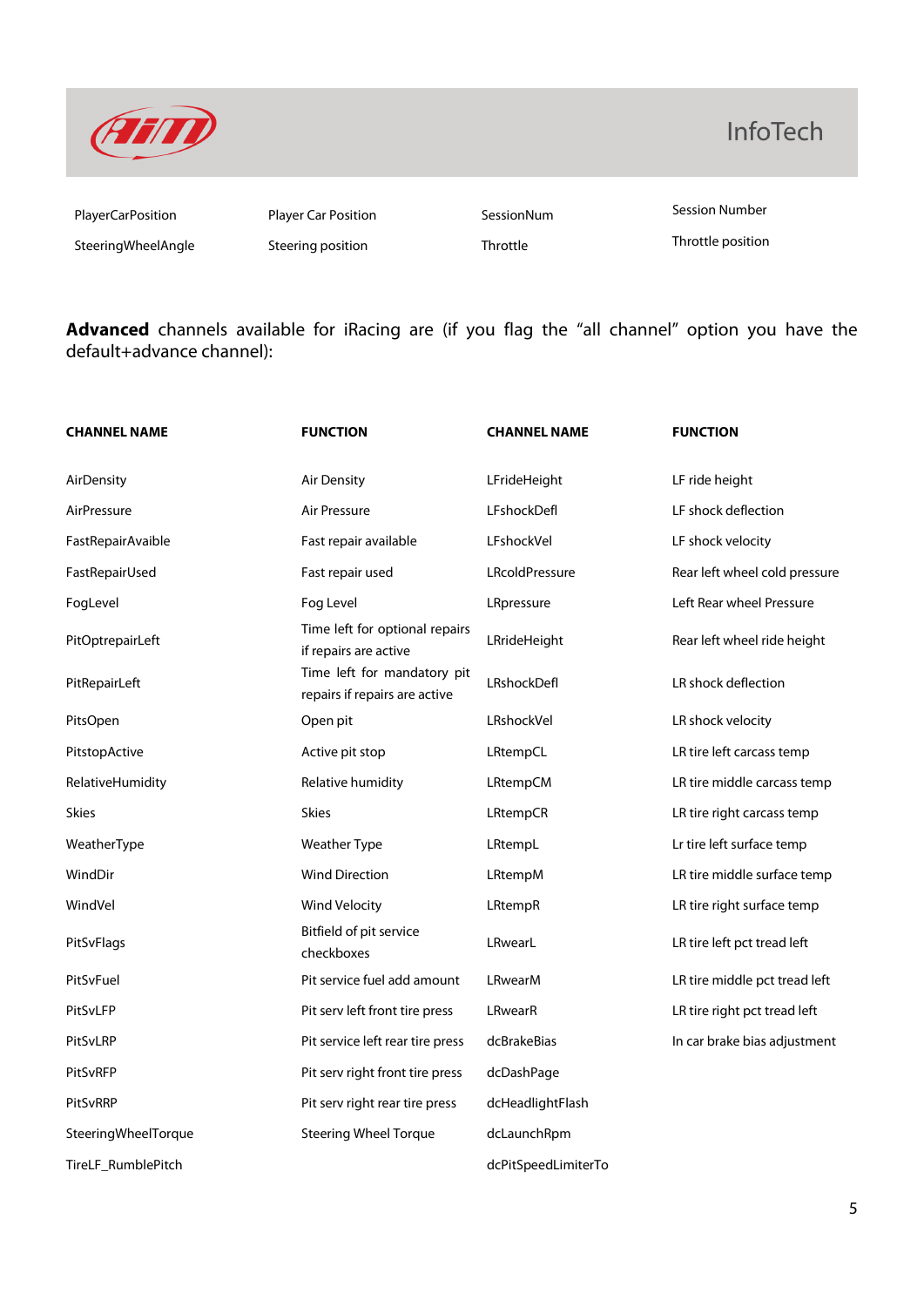| | | | |
|---|---|---|---|
| PlayerCarPosition | Player Car Position | SessionNum | Session Number |
| SteeringWheelAngle | Steering position | Throttle | Throttle position |

**Advanced** channels available for iRacing are (if you flag the "all channel" option you have the default+advance channel):

| CHANNEL NAME | FUNCTION | CHANNEL NAME | FUNCTION |
|---|---|---|---|
| AirDensity | Air Density | LFrideHeight | LF ride height |
| AirPressure | Air Pressure | LFshockDefl | LF shock deflection |
| FastRepairAvaible | Fast repair available | LFshockVel | LF shock velocity |
| FastRepairUsed | Fast repair used | LRcoldPressure | Rear left wheel cold pressure |
| FogLevel | Fog Level | LRpressure | Left Rear wheel Pressure |
| PitOptrepairLeft | Time left for optional repairs if repairs are active | LRrideHeight | Rear left wheel ride height |
| PitRepairLeft | Time left for mandatory pit repairs if repairs are active | LRshockDefl | LR shock deflection |
| PitsOpen | Open pit | LRshockVel | LR shock velocity |
| PitstopActive | Active pit stop | LRtempCL | LR tire left carcass temp |
| RelativeHumidity | Relative humidity | LRtempCM | LR tire middle carcass temp |
| Skies | Skies | LRtempCR | LR tire right carcass temp |
| WeatherType | Weather Type | LRtempL | Lr tire left surface temp |
| WindDir | Wind Direction | LRtempM | LR tire middle surface temp |
| WindVel | Wind Velocity | LRtempR | LR tire right surface temp |
| PitSvFlags | Bitfield of pit service checkboxes | LRwearL | LR tire left pct tread left |
| PitSvFuel | Pit service fuel add amount | LRwearM | LR tire middle pct tread left |
| PitSvLFP | Pit serv left front tire press | LRwearR | LR tire right pct tread left |
| PitSvLRP | Pit service left rear tire press | dcBrakeBias | In car brake bias adjustment |
| PitSvRFP | Pit serv right front tire press | dcDashPage | |
| PitSvRRP | Pit serv right rear tire press | dcHeadlightFlash | |
| SteeringWheelTorque | Steering Wheel Torque | dcLaunchRpm | |
| TireLF_RumblePitch | | dcPitSpeedLimiterTo | |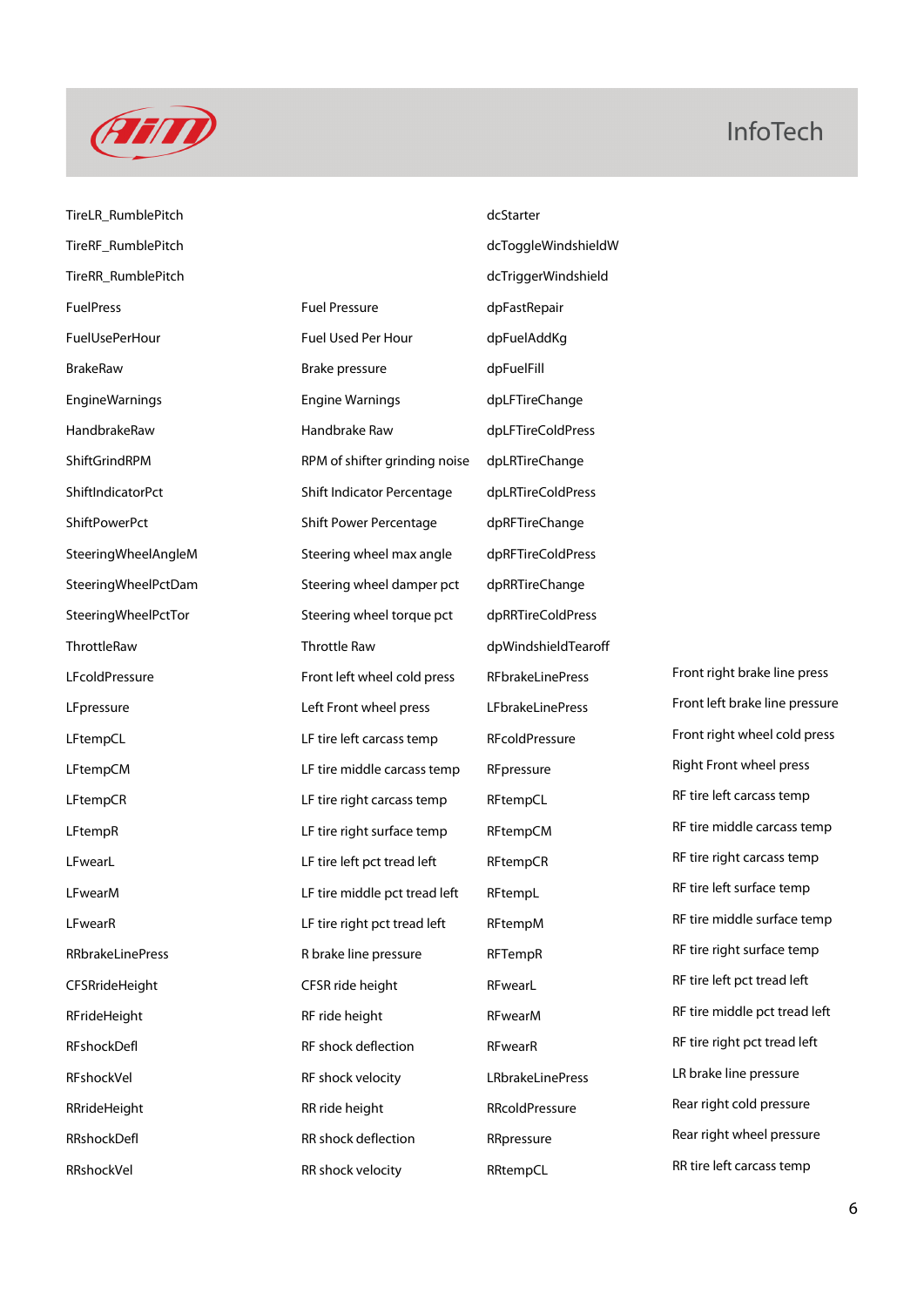| | | | |
|---|---|---|---|
| TireLR_RumblePitch | | dcStarter | |
| TireRF_RumblePitch | | dcToggleWindshieldW | |
| TireRR_RumblePitch | | dcTriggerWindshield | |
| FuelPress | Fuel Pressure | dpFastRepair | |
| FuelUsePerHour | Fuel Used Per Hour | dpFuelAddKg | |
| BrakeRaw | Brake pressure | dpFuelFill | |
| EngineWarnings | Engine Warnings | dpLFTireChange | |
| HandbrakeRaw | Handbrake Raw | dpLFTireColdPress | |
| ShiftGrindRPM | RPM of shifter grinding noise | dpLRTireChange | |
| ShiftIndicatorPct | Shift Indicator Percentage | dpLRTireColdPress | |
| ShiftPowerPct | Shift Power Percentage | dpRFTireChange | |
| SteeringWheelAngleM | Steering wheel max angle | dpRFTireColdPress | |
| SteeringWheelPctDam | Steering wheel damper pct | dpRRTireChange | |
| SteeringWheelPctTor | Steering wheel torque pct | dpRRTireColdPress | |
| ThrottleRaw | Throttle Raw | dpWindshieldTearoff | |
| LFcoldPressure | Front left wheel cold press | RFbrakeLinePress | Front right brake line press |
| LFpressure | Left Front wheel press | LFbrakeLinePress | Front left brake line pressure |
| LFtempCL | LF tire left carcass temp | RFcoldPressure | Front right wheel cold press |
| LFtempCM | LF tire middle carcass temp | RFpressure | Right Front wheel press |
| LFtempCR | LF tire right carcass temp | RFtempCL | RF tire left carcass temp |
| LFtempR | LF tire right surface temp | RFtempCM | RF tire middle carcass temp |
| LFwearL | LF tire left pct tread left | RFtempCR | RF tire right carcass temp |
| LFwearM | LF tire middle pct tread left | RFtempL | RF tire left surface temp |
| LFwearR | LF tire right pct tread left | RFtempM | RF tire middle surface temp |
| RRbrakeLinePress | R brake line pressure | RFTempR | RF tire right surface temp |
| CFSRrideHeight | CFSR ride height | RFwearL | RF tire left pct tread left |
| RFrideHeight | RF ride height | RFwearM | RF tire middle pct tread left |
| RFshockDefl | RF shock deflection | RFwearR | RF tire right pct tread left |
| RFshockVel | RF shock velocity | LRbrakeLinePress | LR brake line pressure |
| RRrideHeight | RR ride height | RRcoldPressure | Rear right cold pressure |
| RRshockDefl | RR shock deflection | RRpressure | Rear right wheel pressure |
| RRshockVel | RR shock velocity | RRtempCL | RR tire left carcass temp |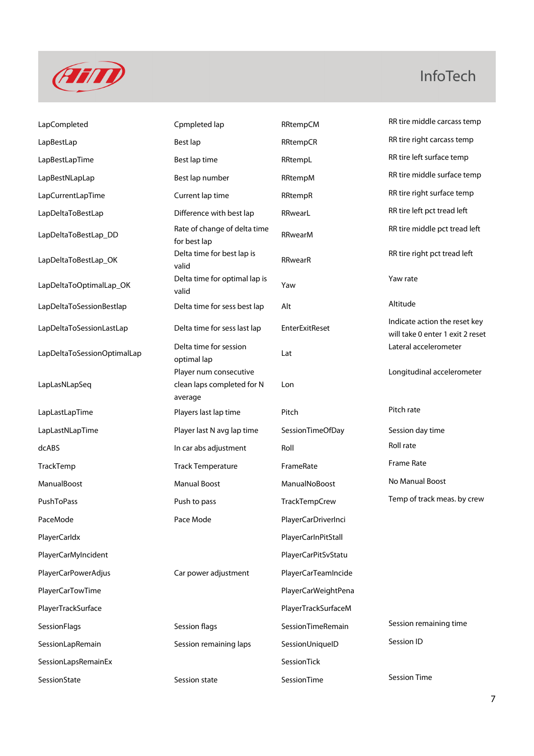| | | | |
|---|---|---|---|
| LapCompleted | Cpmpleted lap | RRtempCM | RR tire middle carcass temp |
| LapBestLap | Best lap | RRtempCR | RR tire right carcass temp |
| LapBestLapTime | Best lap time | RRtempL | RR tire left surface temp |
| LapBestNLapLap | Best lap number | RRtempM | RR tire middle surface temp |
| LapCurrentLapTime | Current lap time | RRtempR | RR tire right surface temp |
| LapDeltaToBestLap | Difference with best lap | RRwearL | RR tire left pct tread left |
| LapDeltaToBestLap_DD | Rate of change of delta time for best lap | RRwearM | RR tire middle pct tread left |
| LapDeltaToBestLap_OK | Delta time for best lap is valid | RRwearR | RR tire right pct tread left |
| LapDeltaToOptimalLap_OK | Delta time for optimal lap is valid | Yaw | Yaw rate |
| LapDeltaToSessionBestlap | Delta time for sess best lap | Alt | Altitude |
| LapDeltaToSessionLastLap | Delta time for sess last lap | EnterExitReset | Indicate action the reset key will take 0 enter 1 exit 2 reset |
| LapDeltaToSessionOptimalLap | Delta time for session optimal lap | Lat | Lateral accelerometer |
| LapLasNLapSeq | Player num consecutive clean laps completed for N average | Lon | Longitudinal accelerometer |
| LapLastLapTime | Players last lap time | Pitch | Pitch rate |
| LapLastNLapTime | Player last N avg lap time | SessionTimeOfDay | Session day time |
| dcABS | In car abs adjustment | Roll | Roll rate |
| TrackTemp | Track Temperature | FrameRate | Frame Rate |
| ManualBoost | Manual Boost | ManualNoBoost | No Manual Boost |
| PushToPass | Push to pass | TrackTempCrew | Temp of track meas. by crew |
| PaceMode | Pace Mode | PlayerCarDriverInci | |
| PlayerCarIdx | | PlayerCarInPitStall | |
| PlayerCarMyIncident | | PlayerCarPitSvStatu | |
| PlayerCarPowerAdjus | Car power adjustment | PlayerCarTeamIncide | |
| PlayerCarTowTime | | PlayerCarWeightPena | |
| PlayerTrackSurface | | PlayerTrackSurfaceM | |
| SessionFlags | Session flags | SessionTimeRemain | Session remaining time |
| SessionLapRemain | Session remaining laps | SessionUniqueID | Session ID |
| SessionLapsRemainEx | | SessionTick | |
| SessionState | Session state | SessionTime | Session Time |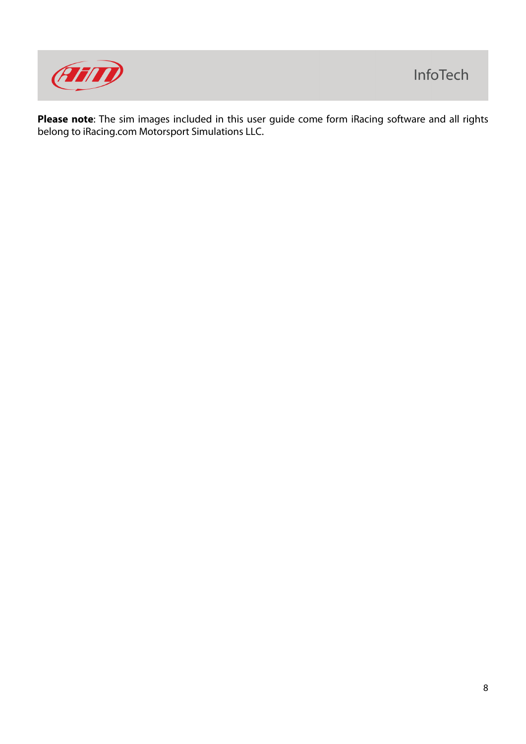**Please note**: The sim images included in this user guide come form iRacing software and all rights belong to iRacing.com Motorsport Simulations LLC.